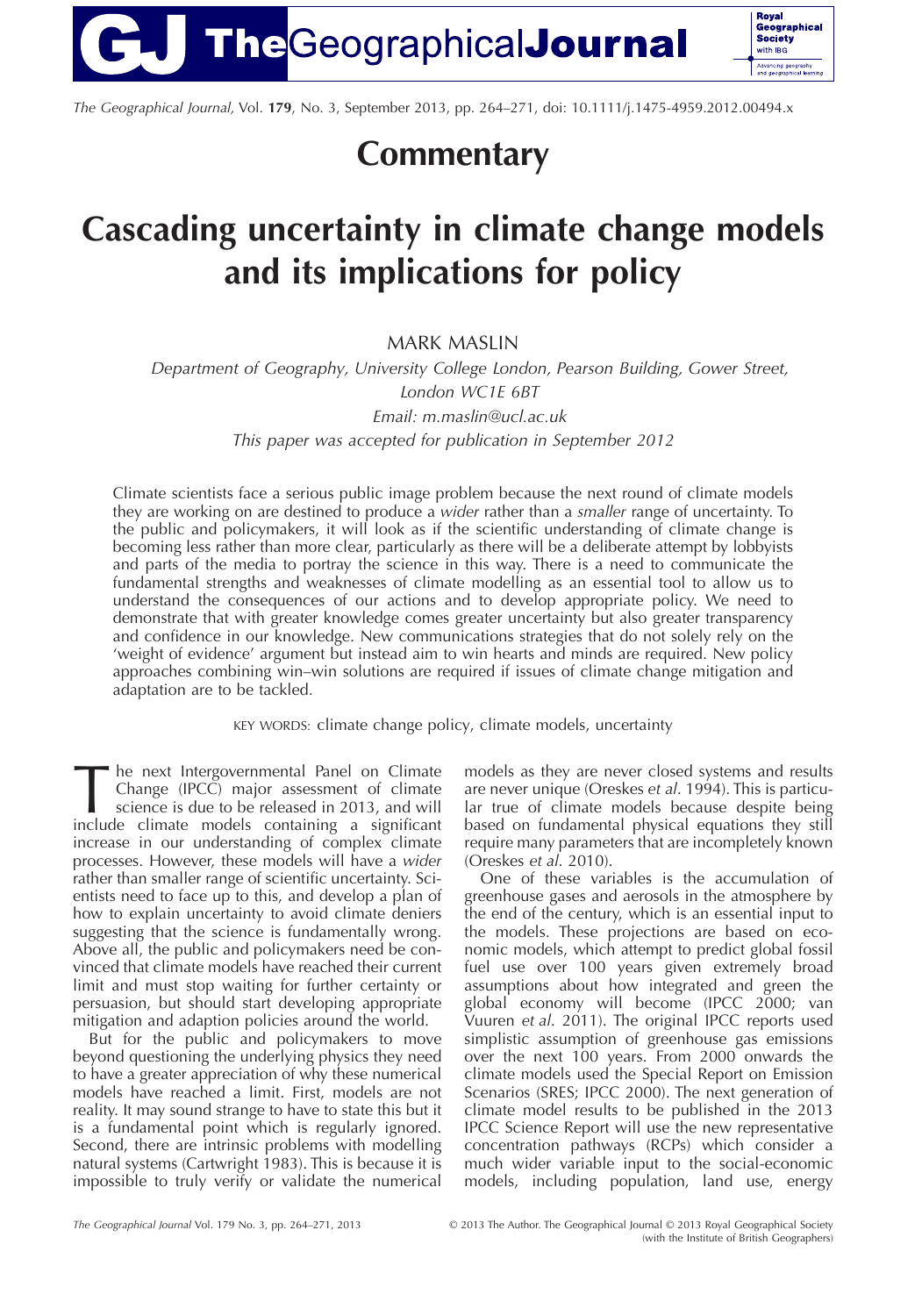# Commentary

# Cascading uncertainty in climate change models and its implications for policy

MARK MASLIN

*Department of Geography, University College London, Pearson Building, Gower Street, London WC1E 6BT*

*Email: m.maslin@ucl.ac.uk*

*This paper was accepted for publication in September 2012*

Climate scientists face a serious public image problem because the next round of climate models they are working on are destined to produce a *wider* rather than a *smaller* range of uncertainty. To the public and policymakers, it will look as if the scientific understanding of climate change is becoming less rather than more clear, particularly as there will be a deliberate attempt by lobbyists and parts of the media to portray the science in this way. There is a need to communicate the fundamental strengths and weaknesses of climate modelling as an essential tool to allow us to understand the consequences of our actions and to develop appropriate policy. We need to demonstrate that with greater knowledge comes greater uncertainty but also greater transparency and confidence in our knowledge. New communications strategies that do not solely rely on the 'weight of evidence' argument but instead aim to win hearts and minds are required. New policy approaches combining win–win solutions are required if issues of climate change mitigation and adaptation are to be tackled.

KEY WORDS: climate change policy, climate models, uncertainty

The next Intergovernmental Panel on Climate Change (IPCC) major assessment of climate science is due to be released in 2013, and will include climate models containing a significant increase in our understanding of complex climate processes. However, these models will have a *wider* rather than smaller range of scientific uncertainty. Scientists need to face up to this, and develop a plan of how to explain uncertainty to avoid climate deniers suggesting that the science is fundamentally wrong. Above all, the public and policymakers need be convinced that climate models have reached their current limit and must stop waiting for further certainty or persuasion, but should start developing appropriate mitigation and adaption policies around the world.

But for the public and policymakers to move beyond questioning the underlying physics they need to have a greater appreciation of why these numerical models have reached a limit. First, models are not reality. It may sound strange to have to state this but it is a fundamental point which is regularly ignored. Second, there are intrinsic problems with modelling natural systems (Cartwright 1983). This is because it is impossible to truly verify or validate the numerical models as they are never closed systems and results are never unique (Oreskes *et al*. 1994). This is particular true of climate models because despite being based on fundamental physical equations they still require many parameters that are incompletely known (Oreskes *et al*. 2010).

One of these variables is the accumulation of greenhouse gases and aerosols in the atmosphere by the end of the century, which is an essential input to the models. These projections are based on economic models, which attempt to predict global fossil fuel use over 100 years given extremely broad assumptions about how integrated and green the global economy will become (IPCC 2000; van Vuuren *et al*. 2011). The original IPCC reports used simplistic assumption of greenhouse gas emissions over the next 100 years. From 2000 onwards the climate models used the Special Report on Emission Scenarios (SRES; IPCC 2000). The next generation of climate model results to be published in the 2013 IPCC Science Report will use the new representative concentration pathways (RCPs) which consider a much wider variable input to the social-economic models, including population, land use, energy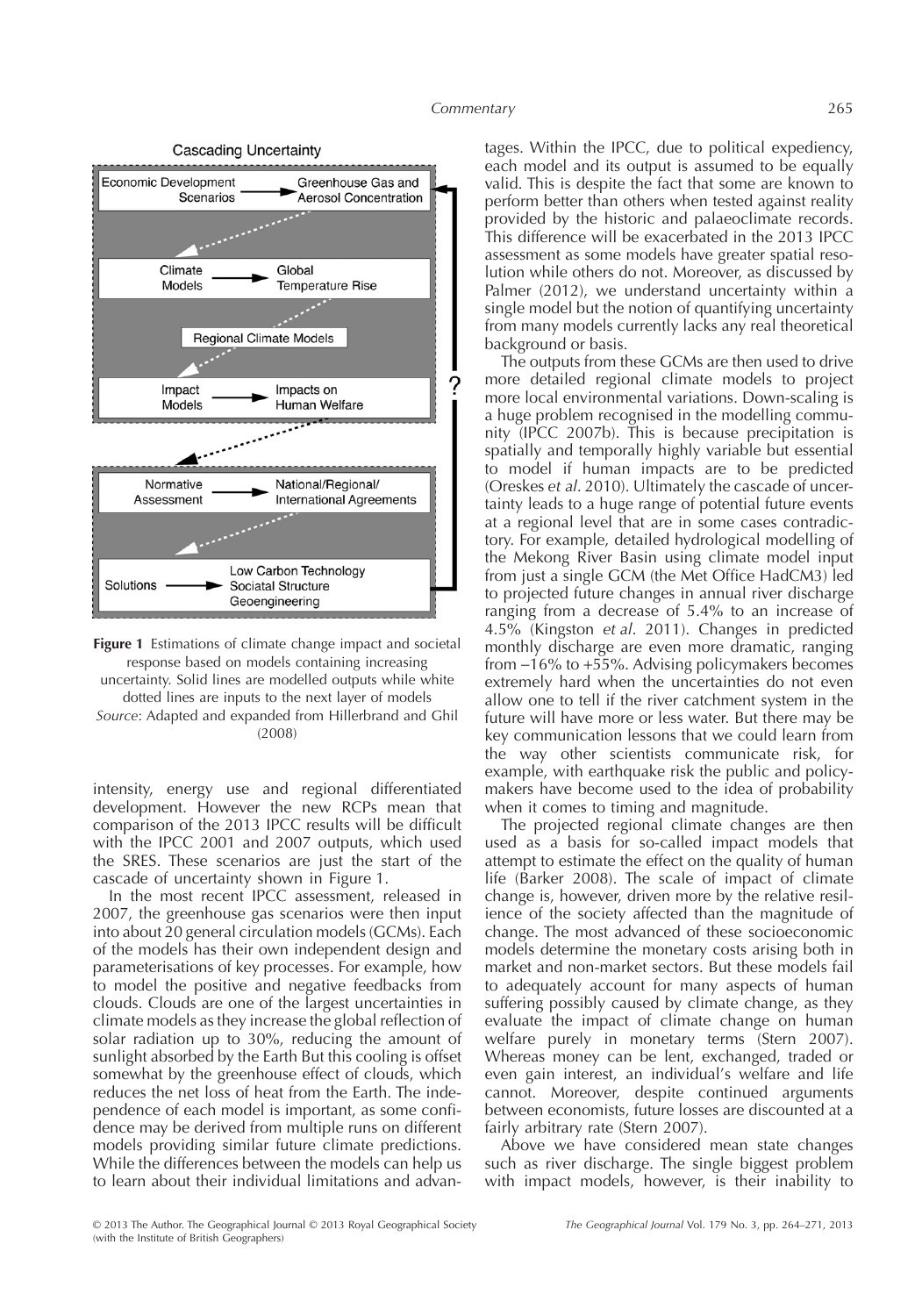Cascading Uncertainty

Economic Development Scenarios → Greenhouse Gas and Aerosol Concentration

Climate Models → Global Temperature Rise

Regional Climate Models

Impact Models → Impacts on Human Welfare

Normative Assessment → National/Regional/ International Agreements

Solutions → Low Carbon Technology Sociatal Structure Geoengineering

?

**Figure 1** Estimations of climate change impact and societal response based on models containing increasing uncertainty. Solid lines are modelled outputs while white dotted lines are inputs to the next layer of models
*Source*: Adapted and expanded from Hillerbrand and Ghil (2008)

intensity, energy use and regional differentiated development. However the new RCPs mean that comparison of the 2013 IPCC results will be difficult with the IPCC 2001 and 2007 outputs, which used the SRES. These scenarios are just the start of the cascade of uncertainty shown in Figure 1.

In the most recent IPCC assessment, released in 2007, the greenhouse gas scenarios were then input into about 20 general circulation models (GCMs). Each of the models has their own independent design and parameterisations of key processes. For example, how to model the positive and negative feedbacks from clouds. Clouds are one of the largest uncertainties in climate models as they increase the global reflection of solar radiation up to 30%, reducing the amount of sunlight absorbed by the Earth But this cooling is offset somewhat by the greenhouse effect of clouds, which reduces the net loss of heat from the Earth. The independence of each model is important, as some confidence may be derived from multiple runs on different models providing similar future climate predictions. While the differences between the models can help us to learn about their individual limitations and advantages. Within the IPCC, due to political expediency, each model and its output is assumed to be equally valid. This is despite the fact that some are known to perform better than others when tested against reality provided by the historic and palaeoclimate records. This difference will be exacerbated in the 2013 IPCC assessment as some models have greater spatial resolution while others do not. Moreover, as discussed by Palmer (2012), we understand uncertainty within a single model but the notion of quantifying uncertainty from many models currently lacks any real theoretical background or basis.

The outputs from these GCMs are then used to drive more detailed regional climate models to project more local environmental variations. Down-scaling is a huge problem recognised in the modelling community (IPCC 2007b). This is because precipitation is spatially and temporally highly variable but essential to model if human impacts are to be predicted (Oreskes *et al*. 2010). Ultimately the cascade of uncertainty leads to a huge range of potential future events at a regional level that are in some cases contradictory. For example, detailed hydrological modelling of the Mekong River Basin using climate model input from just a single GCM (the Met Office HadCM3) led to projected future changes in annual river discharge ranging from a decrease of 5.4% to an increase of 4.5% (Kingston *et al*. 2011). Changes in predicted monthly discharge are even more dramatic, ranging from −16% to +55%. Advising policymakers becomes extremely hard when the uncertainties do not even allow one to tell if the river catchment system in the future will have more or less water. But there may be key communication lessons that we could learn from the way other scientists communicate risk, for example, with earthquake risk the public and policymakers have become used to the idea of probability when it comes to timing and magnitude.

The projected regional climate changes are then used as a basis for so-called impact models that attempt to estimate the effect on the quality of human life (Barker 2008). The scale of impact of climate change is, however, driven more by the relative resilience of the society affected than the magnitude of change. The most advanced of these socioeconomic models determine the monetary costs arising both in market and non-market sectors. But these models fail to adequately account for many aspects of human suffering possibly caused by climate change, as they evaluate the impact of climate change on human welfare purely in monetary terms (Stern 2007). Whereas money can be lent, exchanged, traded or even gain interest, an individual's welfare and life cannot. Moreover, despite continued arguments between economists, future losses are discounted at a fairly arbitrary rate (Stern 2007).

Above we have considered mean state changes such as river discharge. The single biggest problem with impact models, however, is their inability to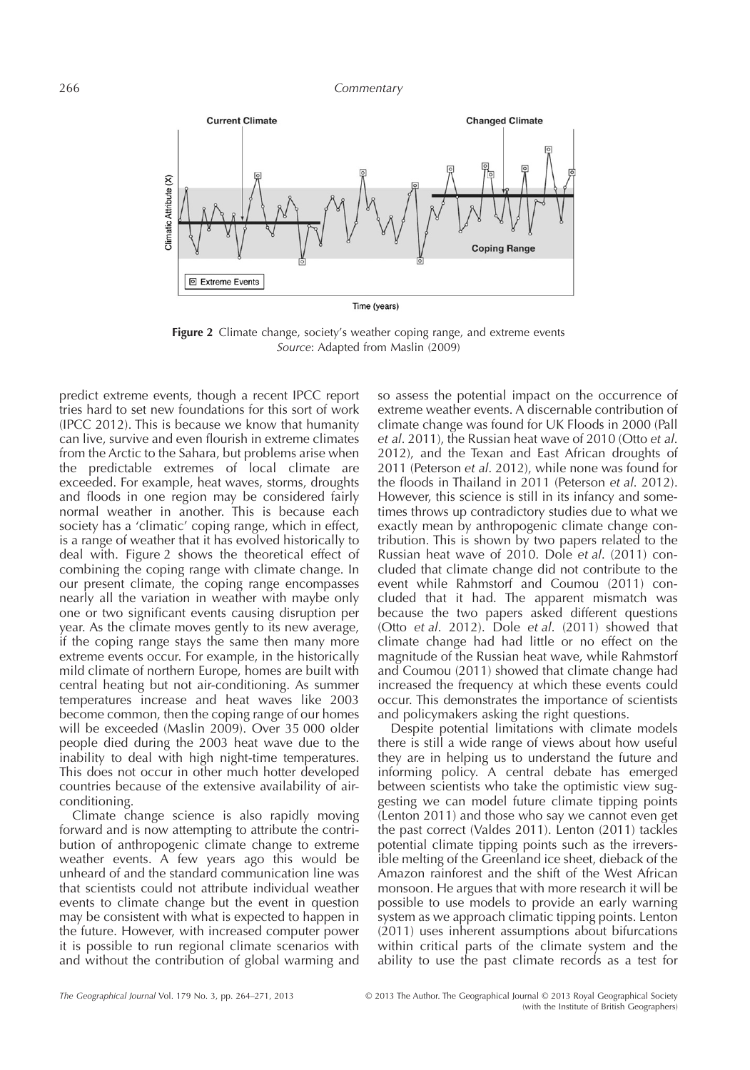**Figure 2** Climate change, society's weather coping range, and extreme events
*Source*: Adapted from Maslin (2009)

predict extreme events, though a recent IPCC report tries hard to set new foundations for this sort of work (IPCC 2012). This is because we know that humanity can live, survive and even flourish in extreme climates from the Arctic to the Sahara, but problems arise when the predictable extremes of local climate are exceeded. For example, heat waves, storms, droughts and floods in one region may be considered fairly normal weather in another. This is because each society has a 'climatic' coping range, which in effect, is a range of weather that it has evolved historically to deal with. Figure 2 shows the theoretical effect of combining the coping range with climate change. In our present climate, the coping range encompasses nearly all the variation in weather with maybe only one or two significant events causing disruption per year. As the climate moves gently to its new average, if the coping range stays the same then many more extreme events occur. For example, in the historically mild climate of northern Europe, homes are built with central heating but not air-conditioning. As summer temperatures increase and heat waves like 2003 become common, then the coping range of our homes will be exceeded (Maslin 2009). Over 35 000 older people died during the 2003 heat wave due to the inability to deal with high night-time temperatures. This does not occur in other much hotter developed countries because of the extensive availability of air-conditioning.

Climate change science is also rapidly moving forward and is now attempting to attribute the contribution of anthropogenic climate change to extreme weather events. A few years ago this would be unheard of and the standard communication line was that scientists could not attribute individual weather events to climate change but the event in question may be consistent with what is expected to happen in the future. However, with increased computer power it is possible to run regional climate scenarios with and without the contribution of global warming and so assess the potential impact on the occurrence of extreme weather events. A discernable contribution of climate change was found for UK Floods in 2000 (Pall *et al*. 2011), the Russian heat wave of 2010 (Otto *et al*. 2012), and the Texan and East African droughts of 2011 (Peterson *et al*. 2012), while none was found for the floods in Thailand in 2011 (Peterson *et al*. 2012). However, this science is still in its infancy and sometimes throws up contradictory studies due to what we exactly mean by anthropogenic climate change contribution. This is shown by two papers related to the Russian heat wave of 2010. Dole *et al*. (2011) concluded that climate change did not contribute to the event while Rahmstorf and Coumou (2011) concluded that it had. The apparent mismatch was because the two papers asked different questions (Otto *et al*. 2012). Dole *et al*. (2011) showed that climate change had had little or no effect on the magnitude of the Russian heat wave, while Rahmstorf and Coumou (2011) showed that climate change had increased the frequency at which these events could occur. This demonstrates the importance of scientists and policymakers asking the right questions.

Despite potential limitations with climate models there is still a wide range of views about how useful they are in helping us to understand the future and informing policy. A central debate has emerged between scientists who take the optimistic view suggesting we can model future climate tipping points (Lenton 2011) and those who say we cannot even get the past correct (Valdes 2011). Lenton (2011) tackles potential climate tipping points such as the irreversible melting of the Greenland ice sheet, dieback of the Amazon rainforest and the shift of the West African monsoon. He argues that with more research it will be possible to use models to provide an early warning system as we approach climatic tipping points. Lenton (2011) uses inherent assumptions about bifurcations within critical parts of the climate system and the ability to use the past climate records as a test for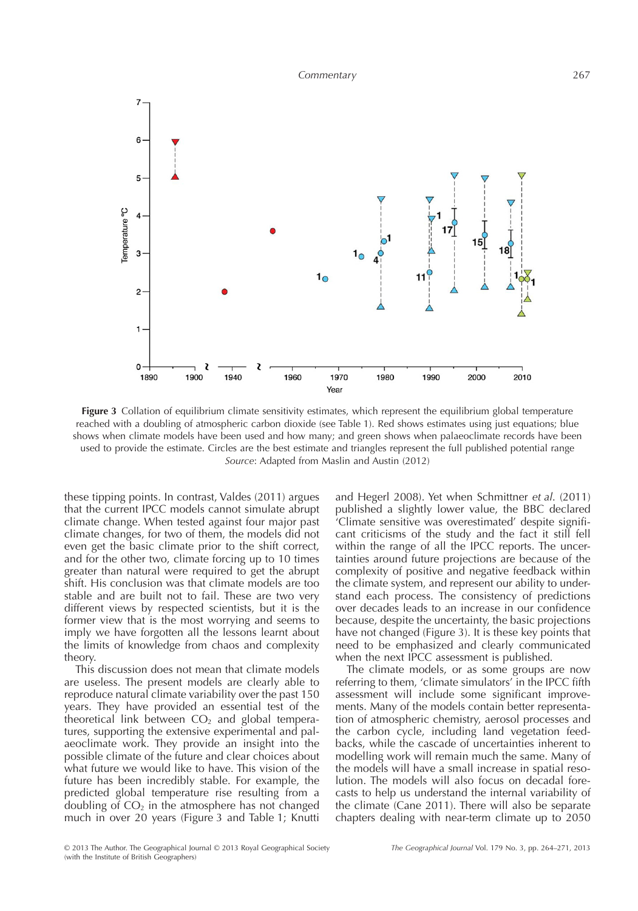**Figure 3** Collation of equilibrium climate sensitivity estimates, which represent the equilibrium global temperature reached with a doubling of atmospheric carbon dioxide (see Table 1). Red shows estimates using just equations; blue shows when climate models have been used and how many; and green shows when palaeoclimate records have been used to provide the estimate. Circles are the best estimate and triangles represent the full published potential range
*Source*: Adapted from Maslin and Austin (2012)

these tipping points. In contrast, Valdes (2011) argues that the current IPCC models cannot simulate abrupt climate change. When tested against four major past climate changes, for two of them, the models did not even get the basic climate prior to the shift correct, and for the other two, climate forcing up to 10 times greater than natural were required to get the abrupt shift. His conclusion was that climate models are too stable and are built not to fail. These are two very different views by respected scientists, but it is the former view that is the most worrying and seems to imply we have forgotten all the lessons learnt about the limits of knowledge from chaos and complexity theory.

This discussion does not mean that climate models are useless. The present models are clearly able to reproduce natural climate variability over the past 150 years. They have provided an essential test of the theoretical link between $CO_2$ and global temperatures, supporting the extensive experimental and palaeoclimate work. They provide an insight into the possible climate of the future and clear choices about what future we would like to have. This vision of the future has been incredibly stable. For example, the predicted global temperature rise resulting from a doubling of $CO_2$ in the atmosphere has not changed much in over 20 years (Figure 3 and Table 1; Knutti and Hegerl 2008). Yet when Schmittner *et al.* (2011) published a slightly lower value, the BBC declared 'Climate sensitive was overestimated' despite significant criticisms of the study and the fact it still fell within the range of all the IPCC reports. The uncertainties around future projections are because of the complexity of positive and negative feedback within the climate system, and represent our ability to understand each process. The consistency of predictions over decades leads to an increase in our confidence because, despite the uncertainty, the basic projections have not changed (Figure 3). It is these key points that need to be emphasized and clearly communicated when the next IPCC assessment is published.

The climate models, or as some groups are now referring to them, 'climate simulators' in the IPCC fifth assessment will include some significant improvements. Many of the models contain better representation of atmospheric chemistry, aerosol processes and the carbon cycle, including land vegetation feedbacks, while the cascade of uncertainties inherent to modelling work will remain much the same. Many of the models will have a small increase in spatial resolution. The models will also focus on decadal forecasts to help us understand the internal variability of the climate (Cane 2011). There will also be separate chapters dealing with near-term climate up to 2050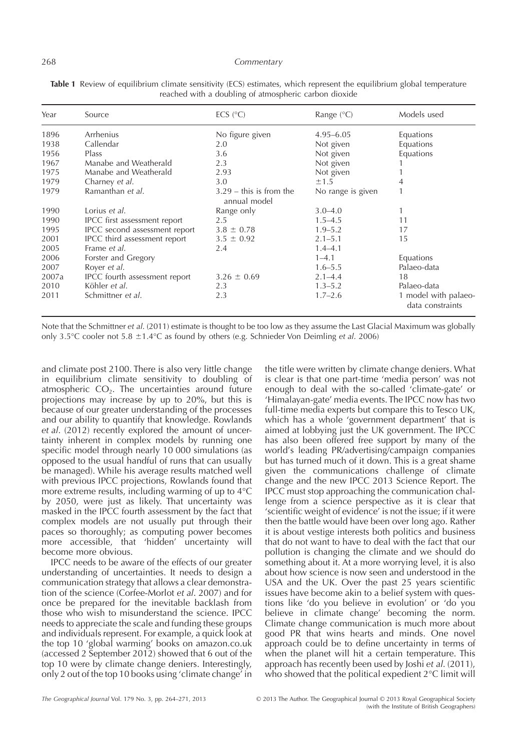**Table 1** Review of equilibrium climate sensitivity (ECS) estimates, which represent the equilibrium global temperature reached with a doubling of atmospheric carbon dioxide

| Year | Source | ECS (°C) | Range (°C) | Models used |
|---|---|---|---|---|
| 1896 | Arrhenius | No figure given | 4.95–6.05 | Equations |
| 1938 | Callendar | 2.0 | Not given | Equations |
| 1956 | Plass | 3.6 | Not given | Equations |
| 1967 | Manabe and Weatherald | 2.3 | Not given | 1 |
| 1975 | Manabe and Weatherald | 2.93 | Not given | 1 |
| 1979 | Charney *et al.* | 3.0 | ±1.5 | 4 |
| 1979 | Ramanthan *et al.* | 3.29 – this is from the annual model | No range is given | 1 |
| 1990 | Lorius *et al.* | Range only | 3.0–4.0 | 1 |
| 1990 | IPCC first assessment report | 2.5 | 1.5–4.5 | 11 |
| 1995 | IPCC second assessment report | 3.8 ± 0.78 | 1.9–5.2 | 17 |
| 2001 | IPCC third assessment report | 3.5 ± 0.92 | 2.1–5.1 | 15 |
| 2005 | Frame *et al.* | 2.4 | 1.4–4.1 | |
| 2006 | Forster and Gregory | | 1–4.1 | Equations |
| 2007 | Royer *et al.* | | 1.6–5.5 | Palaeo-data |
| 2007a | IPCC fourth assessment report | 3.26 ± 0.69 | 2.1–4.4 | 18 |
| 2010 | Köhler *et al.* | 2.3 | 1.3–5.2 | Palaeo-data |
| 2011 | Schmittner *et al.* | 2.3 | 1.7–2.6 | 1 model with palaeo-data constraints |

Note that the Schmittner *et al.* (2011) estimate is thought to be too low as they assume the Last Glacial Maximum was globally only 3.5°C cooler not 5.8 ±1.4°C as found by others (e.g. Schnieder Von Deimling *et al.* 2006)

and climate post 2100. There is also very little change in equilibrium climate sensitivity to doubling of atmospheric $CO_2$. The uncertainties around future projections may increase by up to 20%, but this is because of our greater understanding of the processes and our ability to quantify that knowledge. Rowlands *et al.* (2012) recently explored the amount of uncertainty inherent in complex models by running one specific model through nearly 10 000 simulations (as opposed to the usual handful of runs that can usually be managed). While his average results matched well with previous IPCC projections, Rowlands found that more extreme results, including warming of up to 4°C by 2050, were just as likely. That uncertainty was masked in the IPCC fourth assessment by the fact that complex models are not usually put through their paces so thoroughly; as computing power becomes more accessible, that 'hidden' uncertainty will become more obvious.

IPCC needs to be aware of the effects of our greater understanding of uncertainties. It needs to design a communication strategy that allows a clear demonstration of the science (Corfee-Morlot *et al.* 2007) and for once be prepared for the inevitable backlash from those who wish to misunderstand the science. IPCC needs to appreciate the scale and funding these groups and individuals represent. For example, a quick look at the top 10 'global warming' books on amazon.co.uk (accessed 2 September 2012) showed that 6 out of the top 10 were by climate change deniers. Interestingly, only 2 out of the top 10 books using 'climate change' in the title were written by climate change deniers. What is clear is that one part-time 'media person' was not enough to deal with the so-called 'climate-gate' or 'Himalayan-gate' media events. The IPCC now has two full-time media experts but compare this to Tesco UK, which has a whole 'government department' that is aimed at lobbying just the UK government. The IPCC has also been offered free support by many of the world's leading PR/advertising/campaign companies but has turned much of it down. This is a great shame given the communications challenge of climate change and the new IPCC 2013 Science Report. The IPCC must stop approaching the communication challenge from a science perspective as it is clear that 'scientific weight of evidence' is not the issue; if it were then the battle would have been over long ago. Rather it is about vestige interests both politics and business that do not want to have to deal with the fact that our pollution is changing the climate and we should do something about it. At a more worrying level, it is also about how science is now seen and understood in the USA and the UK. Over the past 25 years scientific issues have become akin to a belief system with questions like 'do you believe in evolution' or 'do you believe in climate change' becoming the norm. Climate change communication is much more about good PR that wins hearts and minds. One novel approach could be to define uncertainty in terms of when the planet will hit a certain temperature. This approach has recently been used by Joshi *et al.* (2011), who showed that the political expedient 2°C limit will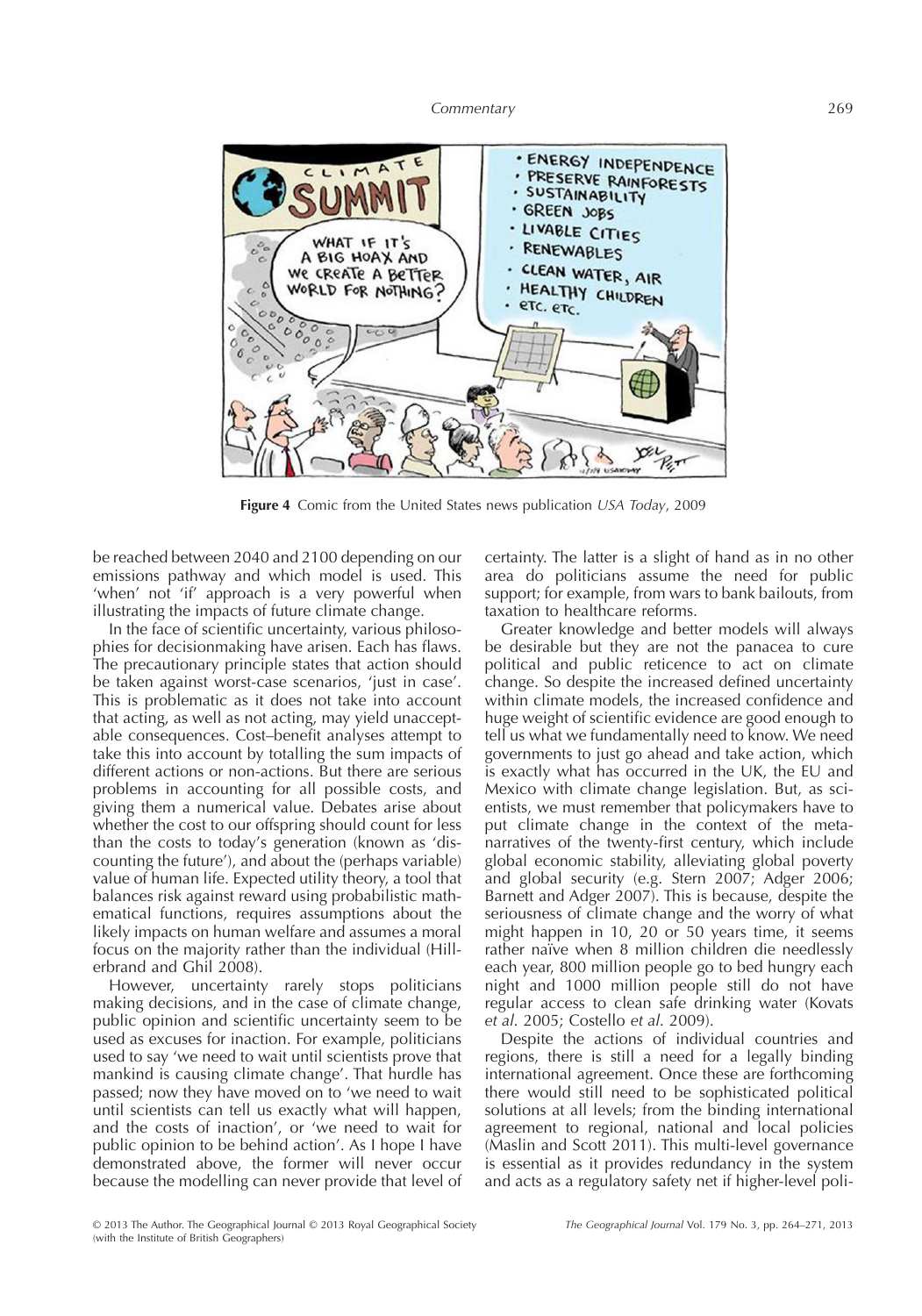**Figure 4** Comic from the United States news publication *USA Today*, 2009

be reached between 2040 and 2100 depending on our emissions pathway and which model is used. This 'when' not 'if' approach is a very powerful when illustrating the impacts of future climate change.

In the face of scientific uncertainty, various philosophies for decisionmaking have arisen. Each has flaws. The precautionary principle states that action should be taken against worst-case scenarios, 'just in case'. This is problematic as it does not take into account that acting, as well as not acting, may yield unacceptable consequences. Cost–benefit analyses attempt to take this into account by totalling the sum impacts of different actions or non-actions. But there are serious problems in accounting for all possible costs, and giving them a numerical value. Debates arise about whether the cost to our offspring should count for less than the costs to today's generation (known as 'discounting the future'), and about the (perhaps variable) value of human life. Expected utility theory, a tool that balances risk against reward using probabilistic mathematical functions, requires assumptions about the likely impacts on human welfare and assumes a moral focus on the majority rather than the individual (Hillerbrand and Ghil 2008).

However, uncertainty rarely stops politicians making decisions, and in the case of climate change, public opinion and scientific uncertainty seem to be used as excuses for inaction. For example, politicians used to say 'we need to wait until scientists prove that mankind is causing climate change'. That hurdle has passed; now they have moved on to 'we need to wait until scientists can tell us exactly what will happen, and the costs of inaction', or 'we need to wait for public opinion to be behind action'. As I hope I have demonstrated above, the former will never occur because the modelling can never provide that level of certainty. The latter is a slight of hand as in no other area do politicians assume the need for public support; for example, from wars to bank bailouts, from taxation to healthcare reforms.

Greater knowledge and better models will always be desirable but they are not the panacea to cure political and public reticence to act on climate change. So despite the increased defined uncertainty within climate models, the increased confidence and huge weight of scientific evidence are good enough to tell us what we fundamentally need to know. We need governments to just go ahead and take action, which is exactly what has occurred in the UK, the EU and Mexico with climate change legislation. But, as scientists, we must remember that policymakers have to put climate change in the context of the meta-narratives of the twenty-first century, which include global economic stability, alleviating global poverty and global security (e.g. Stern 2007; Adger 2006; Barnett and Adger 2007). This is because, despite the seriousness of climate change and the worry of what might happen in 10, 20 or 50 years time, it seems rather naïve when 8 million children die needlessly each year, 800 million people go to bed hungry each night and 1000 million people still do not have regular access to clean safe drinking water (Kovats *et al*. 2005; Costello *et al*. 2009).

Despite the actions of individual countries and regions, there is still a need for a legally binding international agreement. Once these are forthcoming there would still need to be sophisticated political solutions at all levels; from the binding international agreement to regional, national and local policies (Maslin and Scott 2011). This multi-level governance is essential as it provides redundancy in the system and acts as a regulatory safety net if higher-level poli-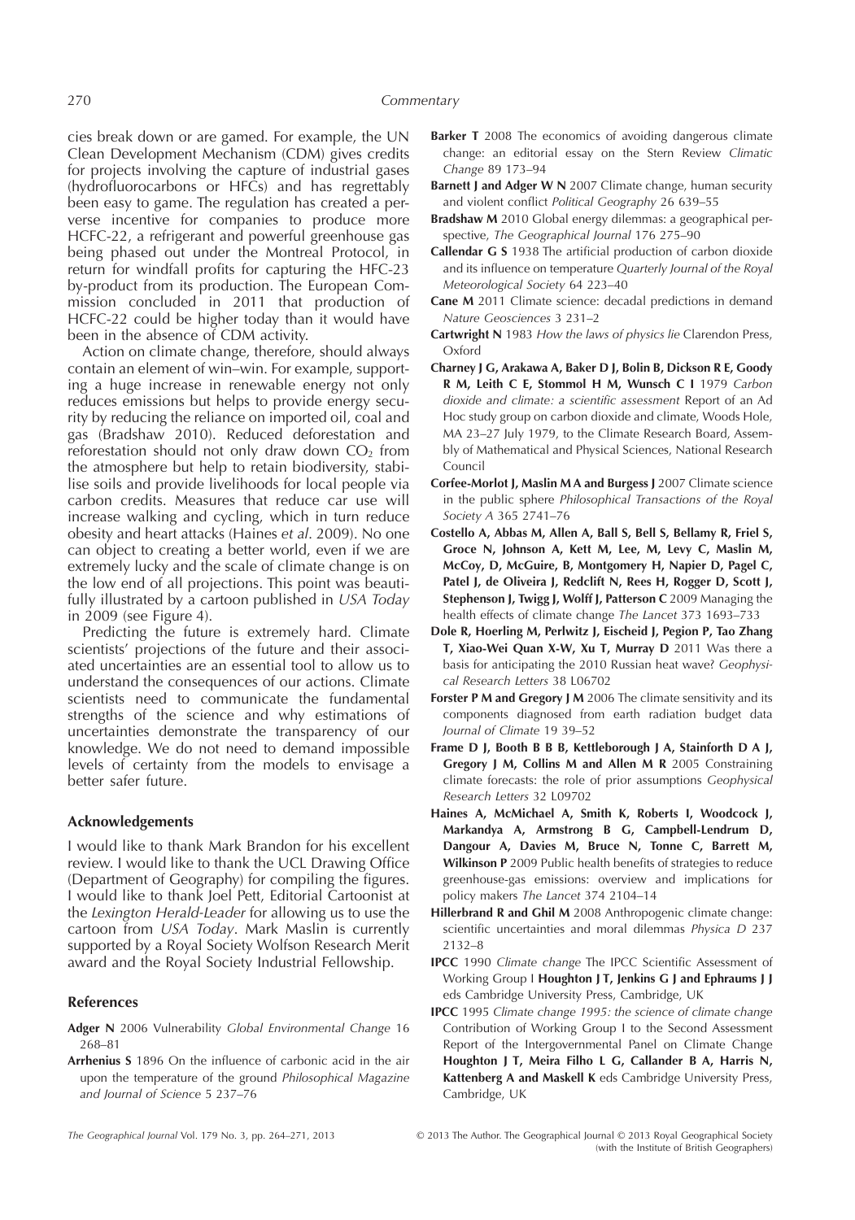cies break down or are gamed. For example, the UN Clean Development Mechanism (CDM) gives credits for projects involving the capture of industrial gases (hydrofluorocarbons or HFCs) and has regrettably been easy to game. The regulation has created a perverse incentive for companies to produce more HCFC-22, a refrigerant and powerful greenhouse gas being phased out under the Montreal Protocol, in return for windfall profits for capturing the HFC-23 by-product from its production. The European Commission concluded in 2011 that production of HCFC-22 could be higher today than it would have been in the absence of CDM activity.

Action on climate change, therefore, should always contain an element of win–win. For example, supporting a huge increase in renewable energy not only reduces emissions but helps to provide energy security by reducing the reliance on imported oil, coal and gas (Bradshaw 2010). Reduced deforestation and reforestation should not only draw down $CO_2$ from the atmosphere but help to retain biodiversity, stabilise soils and provide livelihoods for local people via carbon credits. Measures that reduce car use will increase walking and cycling, which in turn reduce obesity and heart attacks (Haines *et al*. 2009). No one can object to creating a better world, even if we are extremely lucky and the scale of climate change is on the low end of all projections. This point was beautifully illustrated by a cartoon published in *USA Today* in 2009 (see Figure 4).

Predicting the future is extremely hard. Climate scientists' projections of the future and their associated uncertainties are an essential tool to allow us to understand the consequences of our actions. Climate scientists need to communicate the fundamental strengths of the science and why estimations of uncertainties demonstrate the transparency of our knowledge. We do not need to demand impossible levels of certainty from the models to envisage a better safer future.

## Acknowledgements

I would like to thank Mark Brandon for his excellent review. I would like to thank the UCL Drawing Office (Department of Geography) for compiling the figures. I would like to thank Joel Pett, Editorial Cartoonist at the *Lexington Herald-Leader* for allowing us to use the cartoon from *USA Today*. Mark Maslin is currently supported by a Royal Society Wolfson Research Merit award and the Royal Society Industrial Fellowship.

## References

**Adger N** 2006 Vulnerability *Global Environmental Change* 16 268–81

**Arrhenius S** 1896 On the influence of carbonic acid in the air upon the temperature of the ground *Philosophical Magazine and Journal of Science* 5 237–76

**Barker T** 2008 The economics of avoiding dangerous climate change: an editorial essay on the Stern Review *Climatic Change* 89 173–94

**Barnett J and Adger W N** 2007 Climate change, human security and violent conflict *Political Geography* 26 639–55

**Bradshaw M** 2010 Global energy dilemmas: a geographical perspective, *The Geographical Journal* 176 275–90

**Callendar G S** 1938 The artificial production of carbon dioxide and its influence on temperature *Quarterly Journal of the Royal Meteorological Society* 64 223–40

**Cane M** 2011 Climate science: decadal predictions in demand *Nature Geosciences* 3 231–2

**Cartwright N** 1983 *How the laws of physics lie* Clarendon Press, Oxford

**Charney J G, Arakawa A, Baker D J, Bolin B, Dickson R E, Goody R M, Leith C E, Stommol H M, Wunsch C I** 1979 *Carbon dioxide and climate: a scientific assessment* Report of an Ad Hoc study group on carbon dioxide and climate, Woods Hole, MA 23–27 July 1979, to the Climate Research Board, Assembly of Mathematical and Physical Sciences, National Research Council

**Corfee-Morlot J, Maslin M A and Burgess J** 2007 Climate science in the public sphere *Philosophical Transactions of the Royal Society A* 365 2741–76

**Costello A, Abbas M, Allen A, Ball S, Bell S, Bellamy R, Friel S, Groce N, Johnson A, Kett M, Lee, M, Levy C, Maslin M, McCoy, D, McGuire, B, Montgomery H, Napier D, Pagel C, Patel J, de Oliveira J, Redclift N, Rees H, Rogger D, Scott J, Stephenson J, Twigg J, Wolff J, Patterson C** 2009 Managing the health effects of climate change *The Lancet* 373 1693–733

**Dole R, Hoerling M, Perlwitz J, Eischeid J, Pegion P, Tao Zhang T, Xiao-Wei Quan X-W, Xu T, Murray D** 2011 Was there a basis for anticipating the 2010 Russian heat wave? *Geophysical Research Letters* 38 L06702

**Forster P M and Gregory J M** 2006 The climate sensitivity and its components diagnosed from earth radiation budget data *Journal of Climate* 19 39–52

**Frame D J, Booth B B B, Kettleborough J A, Stainforth D A J, Gregory J M, Collins M and Allen M R** 2005 Constraining climate forecasts: the role of prior assumptions *Geophysical Research Letters* 32 L09702

**Haines A, McMichael A, Smith K, Roberts I, Woodcock J, Markandya A, Armstrong B G, Campbell-Lendrum D, Dangour A, Davies M, Bruce N, Tonne C, Barrett M, Wilkinson P** 2009 Public health benefits of strategies to reduce greenhouse-gas emissions: overview and implications for policy makers *The Lancet* 374 2104–14

**Hillerbrand R and Ghil M** 2008 Anthropogenic climate change: scientific uncertainties and moral dilemmas *Physica D* 237 2132–8

**IPCC** 1990 *Climate change* The IPCC Scientific Assessment of Working Group I **Houghton J T, Jenkins G J and Ephraums J J** eds Cambridge University Press, Cambridge, UK

**IPCC** 1995 *Climate change 1995: the science of climate change* Contribution of Working Group I to the Second Assessment Report of the Intergovernmental Panel on Climate Change **Houghton J T, Meira Filho L G, Callander B A, Harris N, Kattenberg A and Maskell K** eds Cambridge University Press, Cambridge, UK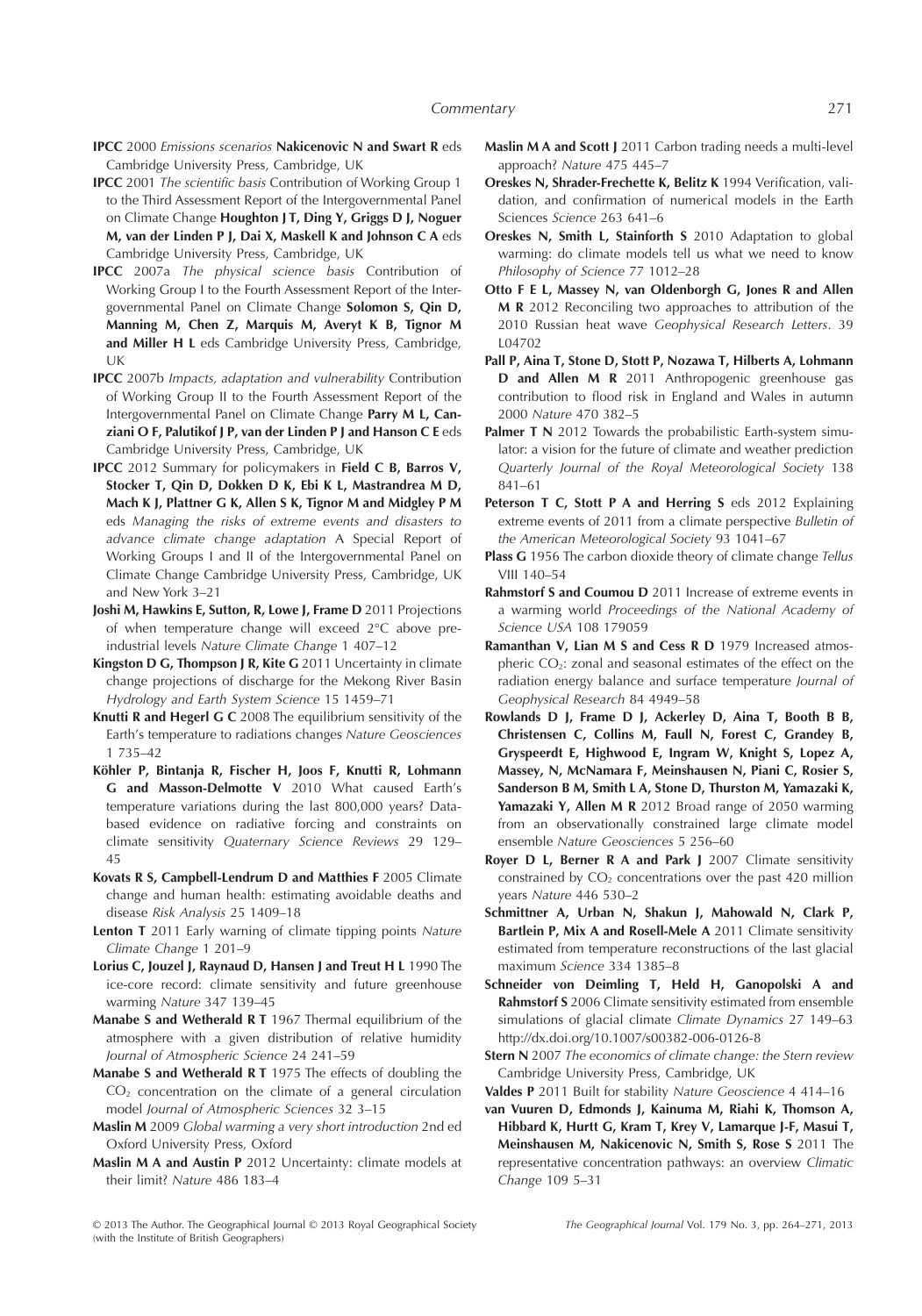**IPCC** 2000 *Emissions scenarios* **Nakicenovic N and Swart R** eds Cambridge University Press, Cambridge, UK

**IPCC** 2001 *The scientific basis* Contribution of Working Group 1 to the Third Assessment Report of the Intergovernmental Panel on Climate Change **Houghton J T, Ding Y, Griggs D J, Noguer M, van der Linden P J, Dai X, Maskell K and Johnson C A** eds Cambridge University Press, Cambridge, UK

**IPCC** 2007a *The physical science basis* Contribution of Working Group I to the Fourth Assessment Report of the Intergovernmental Panel on Climate Change **Solomon S, Qin D, Manning M, Chen Z, Marquis M, Averyt K B, Tignor M and Miller H L** eds Cambridge University Press, Cambridge, UK

**IPCC** 2007b *Impacts, adaptation and vulnerability* Contribution of Working Group II to the Fourth Assessment Report of the Intergovernmental Panel on Climate Change **Parry M L, Canziani O F, Palutikof J P, van der Linden P J and Hanson C E** eds Cambridge University Press, Cambridge, UK

**IPCC** 2012 Summary for policymakers in **Field C B, Barros V, Stocker T, Qin D, Dokken D K, Ebi K L, Mastrandrea M D, Mach K J, Plattner G K, Allen S K, Tignor M and Midgley P M** eds *Managing the risks of extreme events and disasters to advance climate change adaptation* A Special Report of Working Groups I and II of the Intergovernmental Panel on Climate Change Cambridge University Press, Cambridge, UK and New York 3–21

**Joshi M, Hawkins E, Sutton, R, Lowe J, Frame D** 2011 Projections of when temperature change will exceed 2°C above pre-industrial levels *Nature Climate Change* 1 407–12

**Kingston D G, Thompson J R, Kite G** 2011 Uncertainty in climate change projections of discharge for the Mekong River Basin *Hydrology and Earth System Science* 15 1459–71

**Knutti R and Hegerl G C** 2008 The equilibrium sensitivity of the Earth's temperature to radiations changes *Nature Geosciences* 1 735–42

**Köhler P, Bintanja R, Fischer H, Joos F, Knutti R, Lohmann G and Masson-Delmotte V** 2010 What caused Earth's temperature variations during the last 800,000 years? Data-based evidence on radiative forcing and constraints on climate sensitivity *Quaternary Science Reviews* 29 129–45

**Kovats R S, Campbell-Lendrum D and Matthies F** 2005 Climate change and human health: estimating avoidable deaths and disease *Risk Analysis* 25 1409–18

**Lenton T** 2011 Early warning of climate tipping points *Nature Climate Change* 1 201–9

**Lorius C, Jouzel J, Raynaud D, Hansen J and Treut H L** 1990 The ice-core record: climate sensitivity and future greenhouse warming *Nature* 347 139–45

**Manabe S and Wetherald R T** 1967 Thermal equilibrium of the atmosphere with a given distribution of relative humidity *Journal of Atmospheric Science* 24 241–59

**Manabe S and Wetherald R T** 1975 The effects of doubling the $CO_2$ concentration on the climate of a general circulation model *Journal of Atmospheric Sciences* 32 3–15

**Maslin M** 2009 *Global warming a very short introduction* 2nd ed Oxford University Press, Oxford

**Maslin M A and Austin P** 2012 Uncertainty: climate models at their limit? *Nature* 486 183–4

**Maslin M A and Scott J** 2011 Carbon trading needs a multi-level approach? *Nature* 475 445–7

**Oreskes N, Shrader-Frechette K, Belitz K** 1994 Verification, validation, and confirmation of numerical models in the Earth Sciences *Science* 263 641–6

**Oreskes N, Smith L, Stainforth S** 2010 Adaptation to global warming: do climate models tell us what we need to know *Philosophy of Science* 77 1012–28

**Otto F E L, Massey N, van Oldenborgh G, Jones R and Allen M R** 2012 Reconciling two approaches to attribution of the 2010 Russian heat wave *Geophysical Research Letters*. 39 L04702

**Pall P, Aina T, Stone D, Stott P, Nozawa T, Hilberts A, Lohmann D and Allen M R** 2011 Anthropogenic greenhouse gas contribution to flood risk in England and Wales in autumn 2000 *Nature* 470 382–5

**Palmer T N** 2012 Towards the probabilistic Earth-system simulator: a vision for the future of climate and weather prediction *Quarterly Journal of the Royal Meteorological Society* 138 841–61

**Peterson T C, Stott P A and Herring S** eds 2012 Explaining extreme events of 2011 from a climate perspective *Bulletin of the American Meteorological Society* 93 1041–67

**Plass G** 1956 The carbon dioxide theory of climate change *Tellus* VIII 140–54

**Rahmstorf S and Coumou D** 2011 Increase of extreme events in a warming world *Proceedings of the National Academy of Science USA* 108 179059

**Ramanthan V, Lian M S and Cess R D** 1979 Increased atmospheric $CO_2$: zonal and seasonal estimates of the effect on the radiation energy balance and surface temperature *Journal of Geophysical Research* 84 4949–58

**Rowlands D J, Frame D J, Ackerley D, Aina T, Booth B B, Christensen C, Collins M, Faull N, Forest C, Grandey B, Gryspeerdt E, Highwood E, Ingram W, Knight S, Lopez A, Massey, N, McNamara F, Meinshausen N, Piani C, Rosier S, Sanderson B M, Smith L A, Stone D, Thurston M, Yamazaki K, Yamazaki Y, Allen M R** 2012 Broad range of 2050 warming from an observationally constrained large climate model ensemble *Nature Geosciences* 5 256–60

**Royer D L, Berner R A and Park J** 2007 Climate sensitivity constrained by $CO_2$ concentrations over the past 420 million years *Nature* 446 530–2

**Schmittner A, Urban N, Shakun J, Mahowald N, Clark P, Bartlein P, Mix A and Rosell-Mele A** 2011 Climate sensitivity estimated from temperature reconstructions of the last glacial maximum *Science* 334 1385–8

**Schneider von Deimling T, Held H, Ganopolski A and Rahmstorf S** 2006 Climate sensitivity estimated from ensemble simulations of glacial climate *Climate Dynamics* 27 149–63 http://dx.doi.org/10.1007/s00382-006-0126-8

**Stern N** 2007 *The economics of climate change: the Stern review* Cambridge University Press, Cambridge, UK

**Valdes P** 2011 Built for stability *Nature Geoscience* 4 414–16

**van Vuuren D, Edmonds J, Kainuma M, Riahi K, Thomson A, Hibbard K, Hurtt G, Kram T, Krey V, Lamarque J-F, Masui T, Meinshausen M, Nakicenovic N, Smith S, Rose S** 2011 The representative concentration pathways: an overview *Climatic Change* 109 5–31